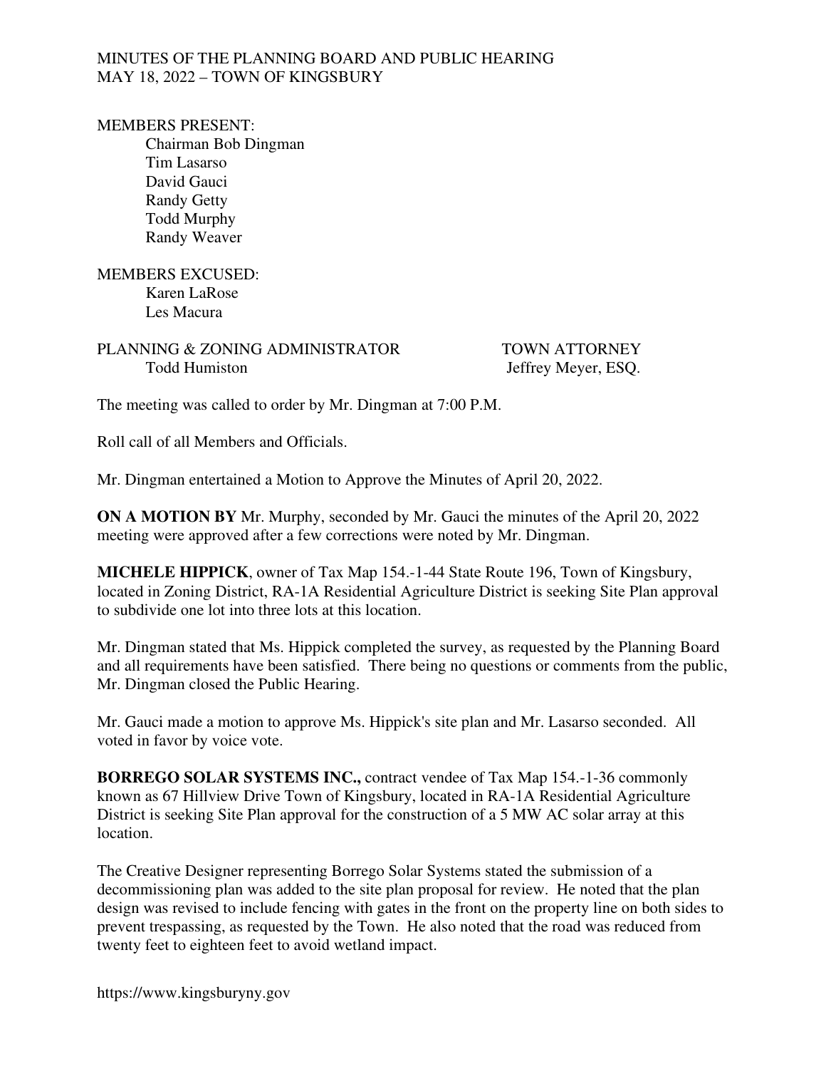MINUTES OF THE PLANNING BOARD AND PUBLIC HEARING
MAY 18, 2022 – TOWN OF KINGSBURY

MEMBERS PRESENT:
- Chairman Bob Dingman
- Tim Lasarso
- David Gauci
- Randy Getty
- Todd Murphy
- Randy Weaver

MEMBERS EXCUSED:
- Karen LaRose
- Les Macura

PLANNING & ZONING ADMINISTRATOR
Todd Humiston

TOWN ATTORNEY
Jeffrey Meyer, ESQ.

The meeting was called to order by Mr. Dingman at 7:00 P.M.

Roll call of all Members and Officials.

Mr. Dingman entertained a Motion to Approve the Minutes of April 20, 2022.

**ON A MOTION BY** Mr. Murphy, seconded by Mr. Gauci the minutes of the April 20, 2022 meeting were approved after a few corrections were noted by Mr. Dingman.

**MICHELE HIPPICK**, owner of Tax Map 154.-1-44 State Route 196, Town of Kingsbury, located in Zoning District, RA-1A Residential Agriculture District is seeking Site Plan approval to subdivide one lot into three lots at this location.

Mr. Dingman stated that Ms. Hippick completed the survey, as requested by the Planning Board and all requirements have been satisfied. There being no questions or comments from the public, Mr. Dingman closed the Public Hearing.

Mr. Gauci made a motion to approve Ms. Hippick's site plan and Mr. Lasarso seconded. All voted in favor by voice vote.

**BORREGO SOLAR SYSTEMS INC.,** contract vendee of Tax Map 154.-1-36 commonly known as 67 Hillview Drive Town of Kingsbury, located in RA-1A Residential Agriculture District is seeking Site Plan approval for the construction of a 5 MW AC solar array at this location.

The Creative Designer representing Borrego Solar Systems stated the submission of a decommissioning plan was added to the site plan proposal for review. He noted that the plan design was revised to include fencing with gates in the front on the property line on both sides to prevent trespassing, as requested by the Town. He also noted that the road was reduced from twenty feet to eighteen feet to avoid wetland impact.

https://www.kingsburyny.gov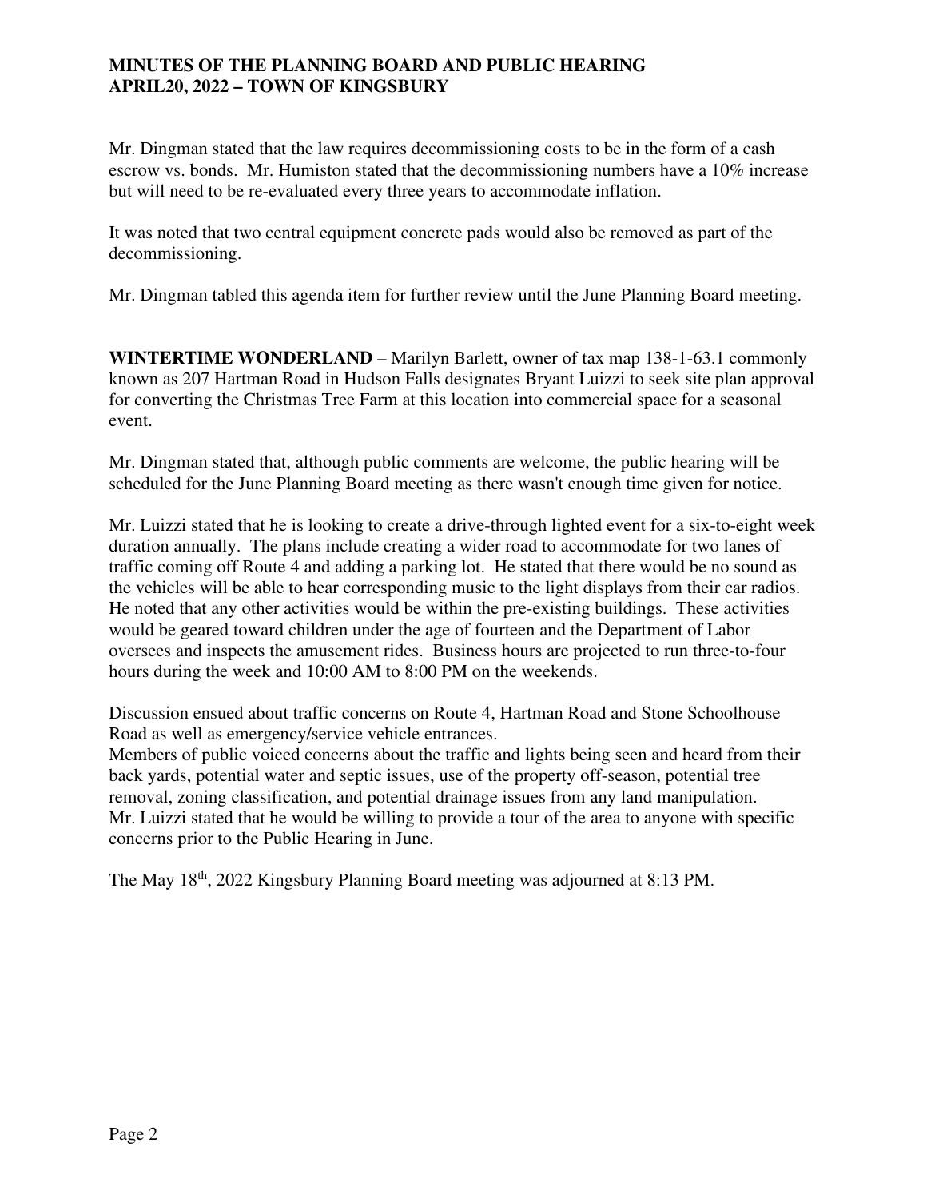Mr. Dingman stated that the law requires decommissioning costs to be in the form of a cash escrow vs. bonds. Mr. Humiston stated that the decommissioning numbers have a 10% increase but will need to be re-evaluated every three years to accommodate inflation.

It was noted that two central equipment concrete pads would also be removed as part of the decommissioning.

Mr. Dingman tabled this agenda item for further review until the June Planning Board meeting.

**WINTERTIME WONDERLAND** – Marilyn Barlett, owner of tax map 138-1-63.1 commonly known as 207 Hartman Road in Hudson Falls designates Bryant Luizzi to seek site plan approval for converting the Christmas Tree Farm at this location into commercial space for a seasonal event.

Mr. Dingman stated that, although public comments are welcome, the public hearing will be scheduled for the June Planning Board meeting as there wasn't enough time given for notice.

Mr. Luizzi stated that he is looking to create a drive-through lighted event for a six-to-eight week duration annually. The plans include creating a wider road to accommodate for two lanes of traffic coming off Route 4 and adding a parking lot. He stated that there would be no sound as the vehicles will be able to hear corresponding music to the light displays from their car radios. He noted that any other activities would be within the pre-existing buildings. These activities would be geared toward children under the age of fourteen and the Department of Labor oversees and inspects the amusement rides. Business hours are projected to run three-to-four hours during the week and 10:00 AM to 8:00 PM on the weekends.

Discussion ensued about traffic concerns on Route 4, Hartman Road and Stone Schoolhouse Road as well as emergency/service vehicle entrances.

Members of public voiced concerns about the traffic and lights being seen and heard from their back yards, potential water and septic issues, use of the property off-season, potential tree removal, zoning classification, and potential drainage issues from any land manipulation.

Mr. Luizzi stated that he would be willing to provide a tour of the area to anyone with specific concerns prior to the Public Hearing in June.

The May 18th, 2022 Kingsbury Planning Board meeting was adjourned at 8:13 PM.